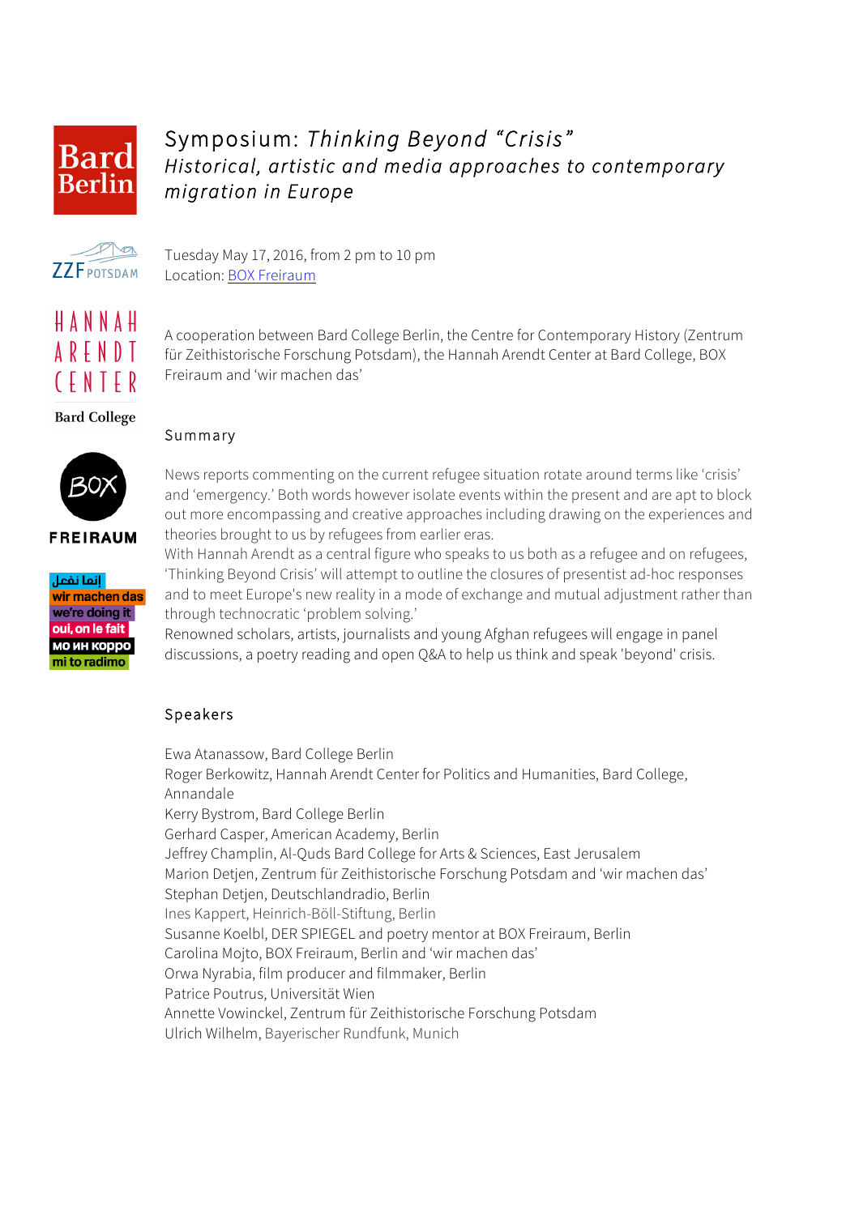# Symposium: *Thinking Beyond "Crisis"*

## *Historical, artistic and media approaches to contemporary migration in Europe*

Tuesday May 17, 2016, from 2 pm to 10 pm
Location: BOX Freiraum

A cooperation between Bard College Berlin, the Centre for Contemporary History (Zentrum für Zeithistorische Forschung Potsdam), the Hannah Arendt Center at Bard College, BOX Freiraum and 'wir machen das'

### Summary

News reports commenting on the current refugee situation rotate around terms like 'crisis' and 'emergency.' Both words however isolate events within the present and are apt to block out more encompassing and creative approaches including drawing on the experiences and theories brought to us by refugees from earlier eras.
With Hannah Arendt as a central figure who speaks to us both as a refugee and on refugees, 'Thinking Beyond Crisis' will attempt to outline the closures of presentist ad-hoc responses and to meet Europe's new reality in a mode of exchange and mutual adjustment rather than through technocratic 'problem solving.'
Renowned scholars, artists, journalists and young Afghan refugees will engage in panel discussions, a poetry reading and open Q&A to help us think and speak 'beyond' crisis.

### Speakers

Ewa Atanassow, Bard College Berlin
Roger Berkowitz, Hannah Arendt Center for Politics and Humanities, Bard College, Annandale
Kerry Bystrom, Bard College Berlin
Gerhard Casper, American Academy, Berlin
Jeffrey Champlin, Al-Quds Bard College for Arts & Sciences, East Jerusalem
Marion Detjen, Zentrum für Zeithistorische Forschung Potsdam and 'wir machen das'
Stephan Detjen, Deutschlandradio, Berlin
Ines Kappert, Heinrich-Böll-Stiftung, Berlin
Susanne Koelbl, DER SPIEGEL and poetry mentor at BOX Freiraum, Berlin
Carolina Mojto, BOX Freiraum, Berlin and 'wir machen das'
Orwa Nyrabia, film producer and filmmaker, Berlin
Patrice Poutrus, Universität Wien
Annette Vowinckel, Zentrum für Zeithistorische Forschung Potsdam
Ulrich Wilhelm, Bayerischer Rundfunk, Munich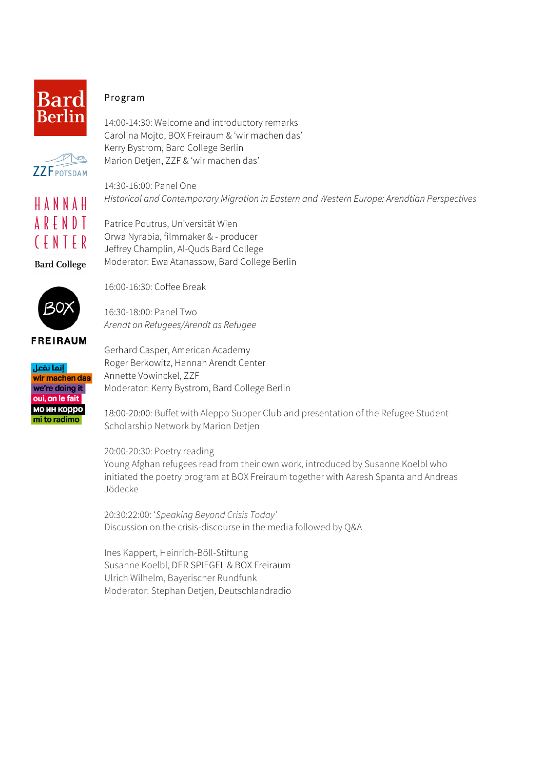Bard Berlin

ZZF POTSDAM

HANNAH ARENDT CENTER

Bard College

BOX FREIRAUM

إنما نفعل
wir machen das
we're doing it
oui, on le fait
мо ин корро
mi to radimo

## Program

14:00-14:30: Welcome and introductory remarks
Carolina Mojto, BOX Freiraum & 'wir machen das'
Kerry Bystrom, Bard College Berlin
Marion Detjen, ZZF & 'wir machen das'

14:30-16:00: Panel One
*Historical and Contemporary Migration in Eastern and Western Europe: Arendtian Perspectives*

Patrice Poutrus, Universität Wien
Orwa Nyrabia, filmmaker & - producer
Jeffrey Champlin, Al-Quds Bard College
Moderator: Ewa Atanassow, Bard College Berlin

16:00-16:30: Coffee Break

16:30-18:00: Panel Two
*Arendt on Refugees/Arendt as Refugee*

Gerhard Casper, American Academy
Roger Berkowitz, Hannah Arendt Center
Annette Vowinckel, ZZF
Moderator: Kerry Bystrom, Bard College Berlin

18:00-20:00: Buffet with Aleppo Supper Club and presentation of the Refugee Student Scholarship Network by Marion Detjen

20:00-20:30: Poetry reading
Young Afghan refugees read from their own work, introduced by Susanne Koelbl who initiated the poetry program at BOX Freiraum together with Aaresh Spanta and Andreas Jödecke

20:30:22:00: '*Speaking Beyond Crisis Today*'
Discussion on the crisis-discourse in the media followed by Q&A

Ines Kappert, Heinrich-Böll-Stiftung
Susanne Koelbl, DER SPIEGEL & BOX Freiraum
Ulrich Wilhelm, Bayerischer Rundfunk
Moderator: Stephan Detjen, Deutschlandradio